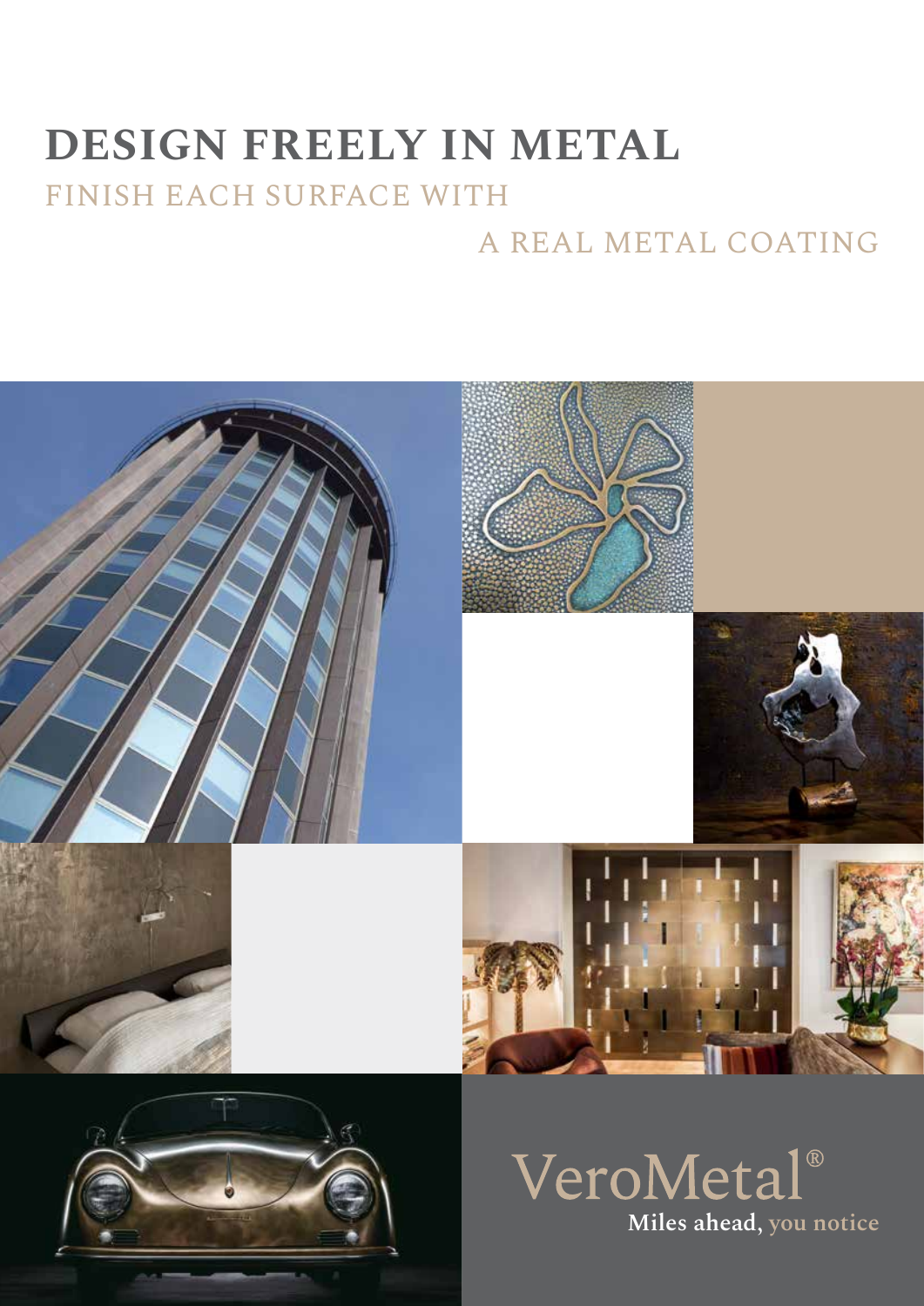# DESIGN FREELY IN METAL

## FINISH EACH SURFACE WITH A REAL METAL COATING

VeroMetal®

**Miles ahead,** you notice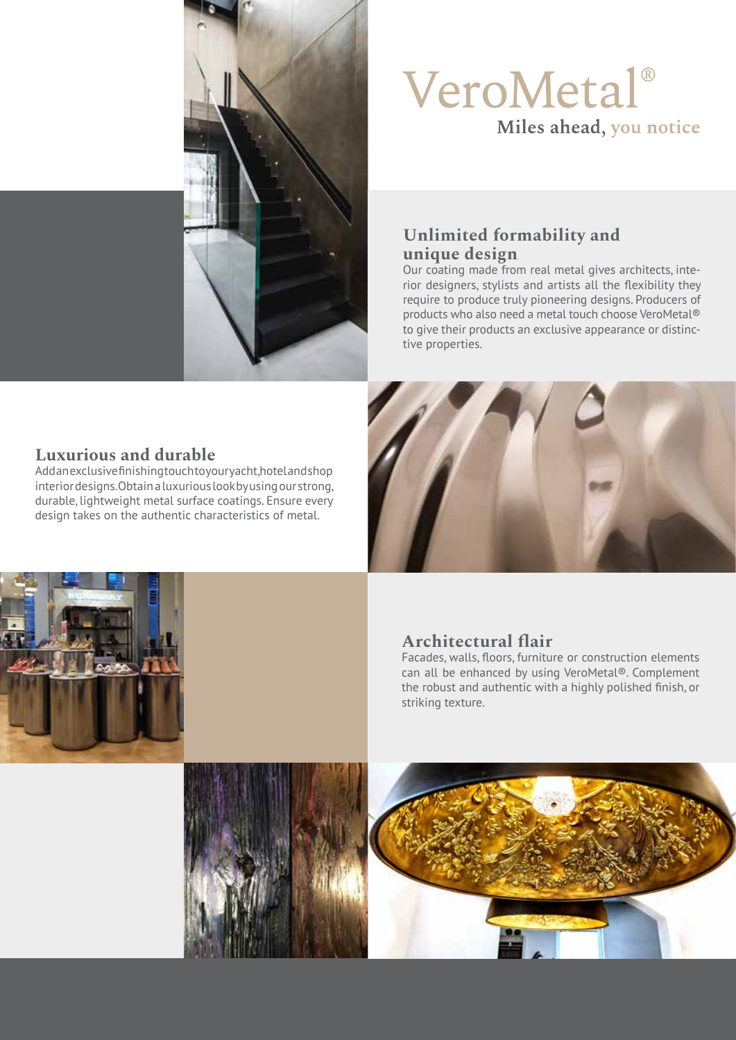# VeroMetal®

**Miles ahead,** you notice

## Unlimited formability and unique design

Our coating made from real metal gives architects, interior designers, stylists and artists all the flexibility they require to produce truly pioneering designs. Producers of products who also need a metal touch choose VeroMetal® to give their products an exclusive appearance or distinctive properties.

## Luxurious and durable

Add an exclusive finishing touch to your yacht, hotel and shop interior designs. Obtain a luxurious look by using our strong, durable, lightweight metal surface coatings. Ensure every design takes on the authentic characteristics of metal.

## Architectural flair

Facades, walls, floors, furniture or construction elements can all be enhanced by using VeroMetal®. Complement the robust and authentic with a highly polished finish, or striking texture.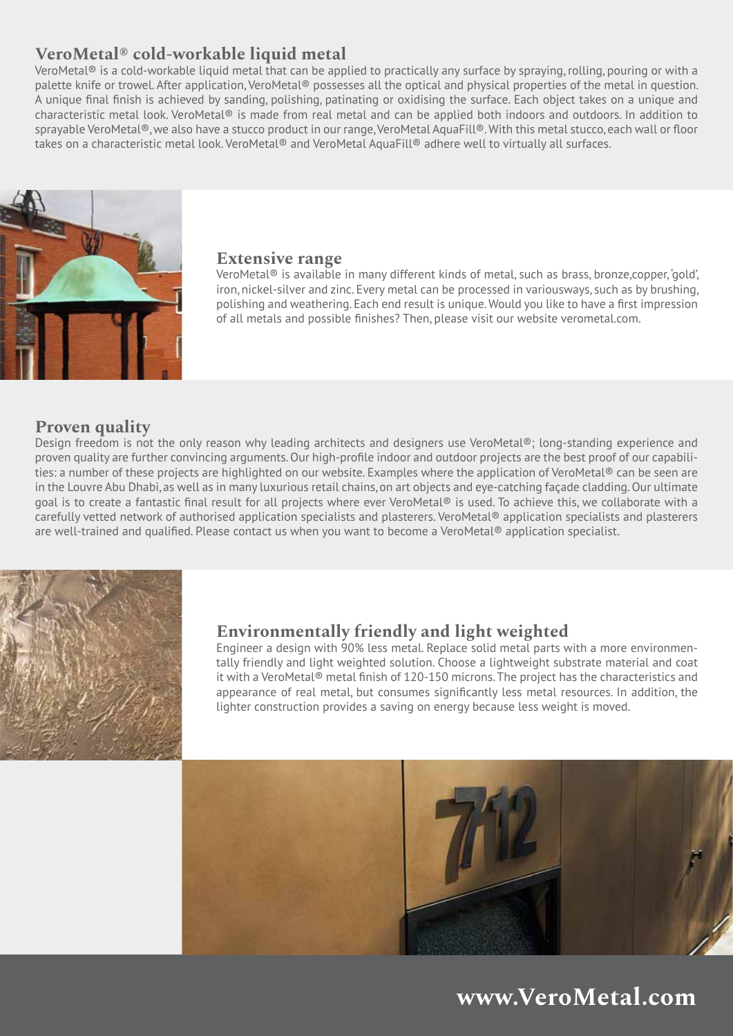## VeroMetal® cold-workable liquid metal

VeroMetal® is a cold-workable liquid metal that can be applied to practically any surface by spraying, rolling, pouring or with a palette knife or trowel. After application, VeroMetal® possesses all the optical and physical properties of the metal in question. A unique final finish is achieved by sanding, polishing, patinating or oxidising the surface. Each object takes on a unique and characteristic metal look. VeroMetal® is made from real metal and can be applied both indoors and outdoors. In addition to sprayable VeroMetal®, we also have a stucco product in our range, VeroMetal AquaFill®. With this metal stucco, each wall or floor takes on a characteristic metal look. VeroMetal® and VeroMetal AquaFill® adhere well to virtually all surfaces.

## Extensive range

VeroMetal® is available in many different kinds of metal, such as brass, bronze,copper, 'gold', iron, nickel-silver and zinc. Every metal can be processed in variousways, such as by brushing, polishing and weathering. Each end result is unique. Would you like to have a first impression of all metals and possible finishes? Then, please visit our website verometal.com.

## Proven quality

Design freedom is not the only reason why leading architects and designers use VeroMetal®; long-standing experience and proven quality are further convincing arguments. Our high-profile indoor and outdoor projects are the best proof of our capabilities: a number of these projects are highlighted on our website. Examples where the application of VeroMetal® can be seen are in the Louvre Abu Dhabi, as well as in many luxurious retail chains, on art objects and eye-catching façade cladding. Our ultimate goal is to create a fantastic final result for all projects where ever VeroMetal® is used. To achieve this, we collaborate with a carefully vetted network of authorised application specialists and plasterers. VeroMetal® application specialists and plasterers are well-trained and qualified. Please contact us when you want to become a VeroMetal® application specialist.

## Environmentally friendly and light weighted

Engineer a design with 90% less metal. Replace solid metal parts with a more environmentally friendly and light weighted solution. Choose a lightweight substrate material and coat it with a VeroMetal® metal finish of 120-150 microns. The project has the characteristics and appearance of real metal, but consumes significantly less metal resources. In addition, the lighter construction provides a saving on energy because less weight is moved.

**www.VeroMetal.com**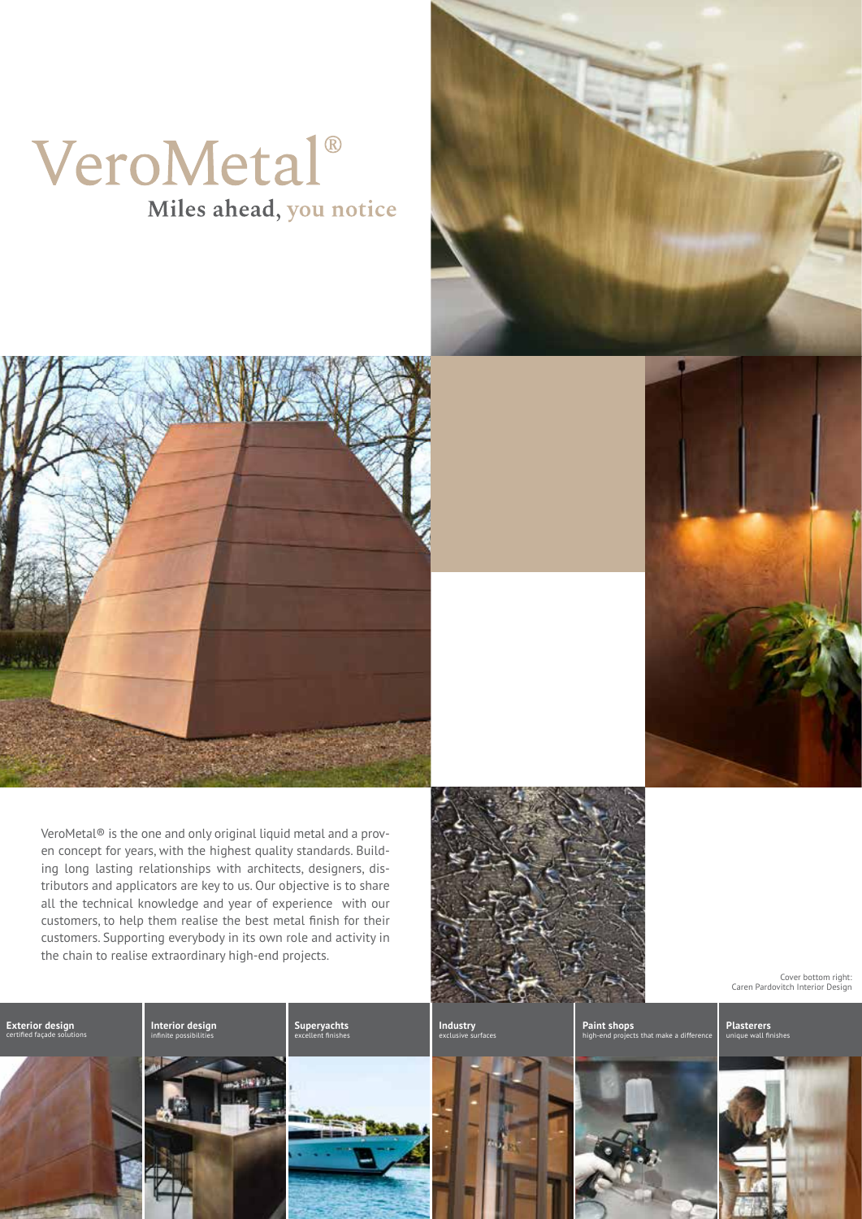# VeroMetal®

**Miles ahead, you notice**

VeroMetal® is the one and only original liquid metal and a proven concept for years, with the highest quality standards. Building long lasting relationships with architects, designers, distributors and applicators are key to us. Our objective is to share all the technical knowledge and year of experience with our customers, to help them realise the best metal finish for their customers. Supporting everybody in its own role and activity in the chain to realise extraordinary high-end projects.

Cover bottom right:
Caren Pardovitch Interior Design

**Exterior design**
certified façade solutions

**Interior design**
infinite possibilities

**Superyachts**
excellent finishes

**Industry**
exclusive surfaces

**Paint shops**
high-end projects that make a difference

**Plasterers**
unique wall finishes